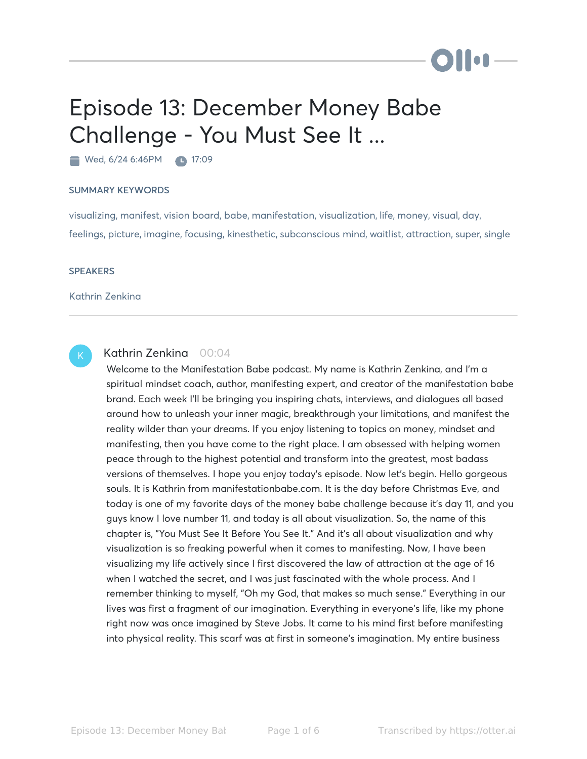# Episode 13: December Money Babe Challenge - You Must See It ...

Wed, 6/24 6:46PM  17:09

### SUMMARY KEYWORDS

visualizing, manifest, vision board, babe, manifestation, visualization, life, money, visual, day, feelings, picture, imagine, focusing, kinesthetic, subconscious mind, waitlist, attraction, super, single

### SPEAKERS

Kathrin Zenkina

---

**Kathrin Zenkina** 00:04

Welcome to the Manifestation Babe podcast. My name is Kathrin Zenkina, and I'm a spiritual mindset coach, author, manifesting expert, and creator of the manifestation babe brand. Each week I'll be bringing you inspiring chats, interviews, and dialogues all based around how to unleash your inner magic, breakthrough your limitations, and manifest the reality wilder than your dreams. If you enjoy listening to topics on money, mindset and manifesting, then you have come to the right place. I am obsessed with helping women peace through to the highest potential and transform into the greatest, most badass versions of themselves. I hope you enjoy today's episode. Now let's begin. Hello gorgeous souls. It is Kathrin from manifestationbabe.com. It is the day before Christmas Eve, and today is one of my favorite days of the money babe challenge because it's day 11, and you guys know I love number 11, and today is all about visualization. So, the name of this chapter is, "You Must See It Before You See It." And it's all about visualization and why visualization is so freaking powerful when it comes to manifesting. Now, I have been visualizing my life actively since I first discovered the law of attraction at the age of 16 when I watched the secret, and I was just fascinated with the whole process. And I remember thinking to myself, "Oh my God, that makes so much sense." Everything in our lives was first a fragment of our imagination. Everything in everyone's life, like my phone right now was once imagined by Steve Jobs. It came to his mind first before manifesting into physical reality. This scarf was at first in someone's imagination. My entire business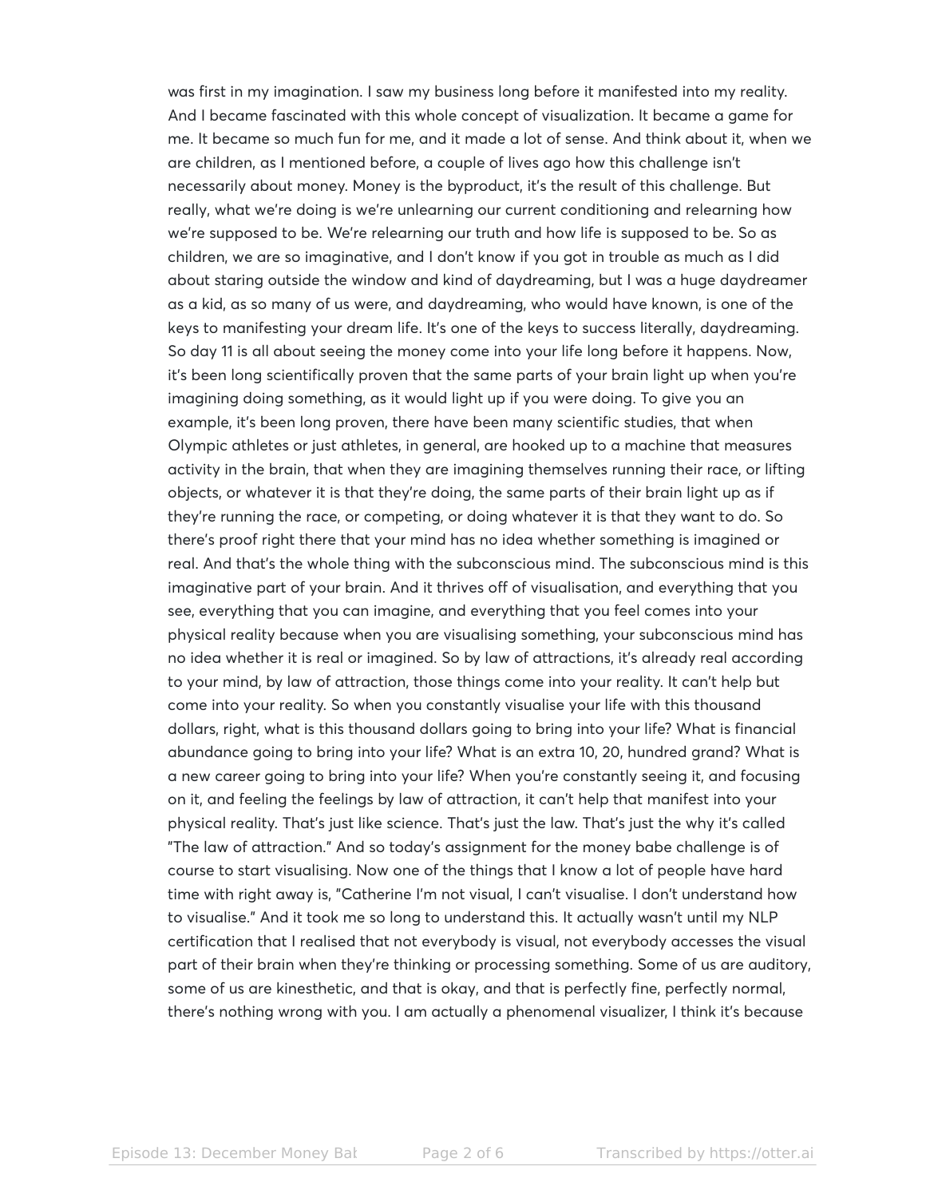was first in my imagination. I saw my business long before it manifested into my reality. And I became fascinated with this whole concept of visualization. It became a game for me. It became so much fun for me, and it made a lot of sense. And think about it, when we are children, as I mentioned before, a couple of lives ago how this challenge isn't necessarily about money. Money is the byproduct, it's the result of this challenge. But really, what we're doing is we're unlearning our current conditioning and relearning how we're supposed to be. We're relearning our truth and how life is supposed to be. So as children, we are so imaginative, and I don't know if you got in trouble as much as I did about staring outside the window and kind of daydreaming, but I was a huge daydreamer as a kid, as so many of us were, and daydreaming, who would have known, is one of the keys to manifesting your dream life. It's one of the keys to success literally, daydreaming. So day 11 is all about seeing the money come into your life long before it happens. Now, it's been long scientifically proven that the same parts of your brain light up when you're imagining doing something, as it would light up if you were doing. To give you an example, it's been long proven, there have been many scientific studies, that when Olympic athletes or just athletes, in general, are hooked up to a machine that measures activity in the brain, that when they are imagining themselves running their race, or lifting objects, or whatever it is that they're doing, the same parts of their brain light up as if they're running the race, or competing, or doing whatever it is that they want to do. So there's proof right there that your mind has no idea whether something is imagined or real. And that's the whole thing with the subconscious mind. The subconscious mind is this imaginative part of your brain. And it thrives off of visualisation, and everything that you see, everything that you can imagine, and everything that you feel comes into your physical reality because when you are visualising something, your subconscious mind has no idea whether it is real or imagined. So by law of attractions, it's already real according to your mind, by law of attraction, those things come into your reality. It can't help but come into your reality. So when you constantly visualise your life with this thousand dollars, right, what is this thousand dollars going to bring into your life? What is financial abundance going to bring into your life? What is an extra 10, 20, hundred grand? What is a new career going to bring into your life? When you're constantly seeing it, and focusing on it, and feeling the feelings by law of attraction, it can't help that manifest into your physical reality. That's just like science. That's just the law. That's just the why it's called "The law of attraction." And so today's assignment for the money babe challenge is of course to start visualising. Now one of the things that I know a lot of people have hard time with right away is, "Catherine I'm not visual, I can't visualise. I don't understand how to visualise." And it took me so long to understand this. It actually wasn't until my NLP certification that I realised that not everybody is visual, not everybody accesses the visual part of their brain when they're thinking or processing something. Some of us are auditory, some of us are kinesthetic, and that is okay, and that is perfectly fine, perfectly normal, there's nothing wrong with you. I am actually a phenomenal visualizer, I think it's because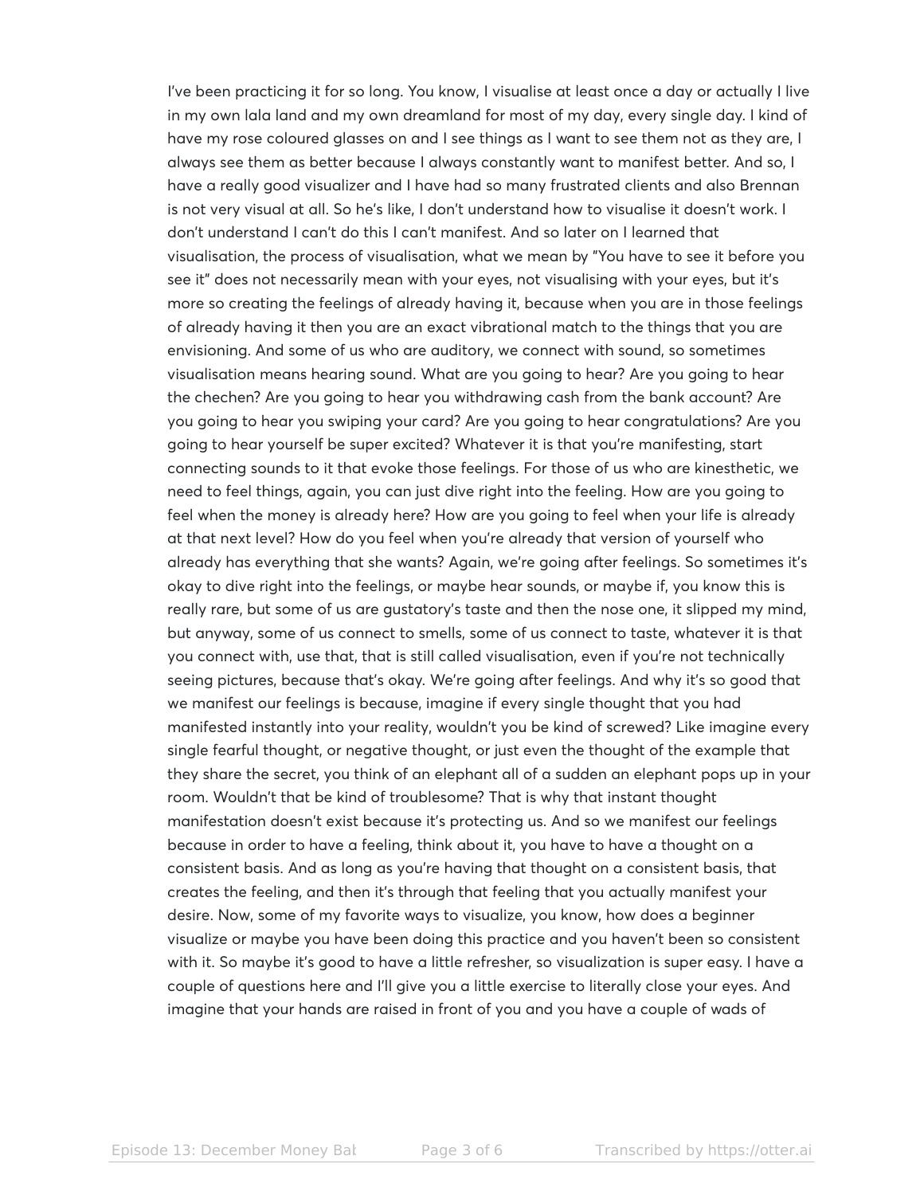I've been practicing it for so long. You know, I visualise at least once a day or actually I live in my own lala land and my own dreamland for most of my day, every single day. I kind of have my rose coloured glasses on and I see things as I want to see them not as they are, I always see them as better because I always constantly want to manifest better. And so, I have a really good visualizer and I have had so many frustrated clients and also Brennan is not very visual at all. So he's like, I don't understand how to visualise it doesn't work. I don't understand I can't do this I can't manifest. And so later on I learned that visualisation, the process of visualisation, what we mean by "You have to see it before you see it" does not necessarily mean with your eyes, not visualising with your eyes, but it's more so creating the feelings of already having it, because when you are in those feelings of already having it then you are an exact vibrational match to the things that you are envisioning. And some of us who are auditory, we connect with sound, so sometimes visualisation means hearing sound. What are you going to hear? Are you going to hear the chechen? Are you going to hear you withdrawing cash from the bank account? Are you going to hear you swiping your card? Are you going to hear congratulations? Are you going to hear yourself be super excited? Whatever it is that you're manifesting, start connecting sounds to it that evoke those feelings. For those of us who are kinesthetic, we need to feel things, again, you can just dive right into the feeling. How are you going to feel when the money is already here? How are you going to feel when your life is already at that next level? How do you feel when you're already that version of yourself who already has everything that she wants? Again, we're going after feelings. So sometimes it's okay to dive right into the feelings, or maybe hear sounds, or maybe if, you know this is really rare, but some of us are gustatory's taste and then the nose one, it slipped my mind, but anyway, some of us connect to smells, some of us connect to taste, whatever it is that you connect with, use that, that is still called visualisation, even if you're not technically seeing pictures, because that's okay. We're going after feelings. And why it's so good that we manifest our feelings is because, imagine if every single thought that you had manifested instantly into your reality, wouldn't you be kind of screwed? Like imagine every single fearful thought, or negative thought, or just even the thought of the example that they share the secret, you think of an elephant all of a sudden an elephant pops up in your room. Wouldn't that be kind of troublesome? That is why that instant thought manifestation doesn't exist because it's protecting us. And so we manifest our feelings because in order to have a feeling, think about it, you have to have a thought on a consistent basis. And as long as you're having that thought on a consistent basis, that creates the feeling, and then it's through that feeling that you actually manifest your desire. Now, some of my favorite ways to visualize, you know, how does a beginner visualize or maybe you have been doing this practice and you haven't been so consistent with it. So maybe it's good to have a little refresher, so visualization is super easy. I have a couple of questions here and I'll give you a little exercise to literally close your eyes. And imagine that your hands are raised in front of you and you have a couple of wads of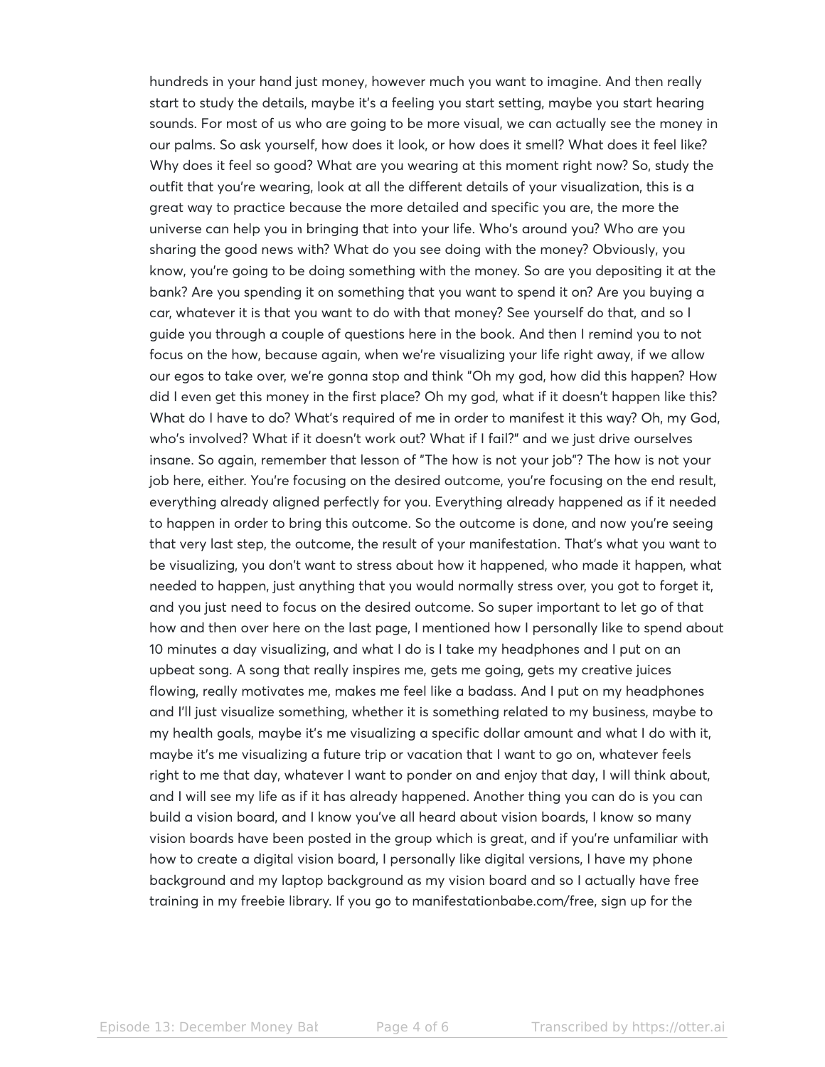hundreds in your hand just money, however much you want to imagine. And then really start to study the details, maybe it's a feeling you start setting, maybe you start hearing sounds. For most of us who are going to be more visual, we can actually see the money in our palms. So ask yourself, how does it look, or how does it smell? What does it feel like? Why does it feel so good? What are you wearing at this moment right now? So, study the outfit that you're wearing, look at all the different details of your visualization, this is a great way to practice because the more detailed and specific you are, the more the universe can help you in bringing that into your life. Who's around you? Who are you sharing the good news with? What do you see doing with the money? Obviously, you know, you're going to be doing something with the money. So are you depositing it at the bank? Are you spending it on something that you want to spend it on? Are you buying a car, whatever it is that you want to do with that money? See yourself do that, and so I guide you through a couple of questions here in the book. And then I remind you to not focus on the how, because again, when we're visualizing your life right away, if we allow our egos to take over, we're gonna stop and think "Oh my god, how did this happen? How did I even get this money in the first place? Oh my god, what if it doesn't happen like this? What do I have to do? What's required of me in order to manifest it this way? Oh, my God, who's involved? What if it doesn't work out? What if I fail?" and we just drive ourselves insane. So again, remember that lesson of "The how is not your job"? The how is not your job here, either. You're focusing on the desired outcome, you're focusing on the end result, everything already aligned perfectly for you. Everything already happened as if it needed to happen in order to bring this outcome. So the outcome is done, and now you're seeing that very last step, the outcome, the result of your manifestation. That's what you want to be visualizing, you don't want to stress about how it happened, who made it happen, what needed to happen, just anything that you would normally stress over, you got to forget it, and you just need to focus on the desired outcome. So super important to let go of that how and then over here on the last page, I mentioned how I personally like to spend about 10 minutes a day visualizing, and what I do is I take my headphones and I put on an upbeat song. A song that really inspires me, gets me going, gets my creative juices flowing, really motivates me, makes me feel like a badass. And I put on my headphones and I'll just visualize something, whether it is something related to my business, maybe to my health goals, maybe it's me visualizing a specific dollar amount and what I do with it, maybe it's me visualizing a future trip or vacation that I want to go on, whatever feels right to me that day, whatever I want to ponder on and enjoy that day, I will think about, and I will see my life as if it has already happened. Another thing you can do is you can build a vision board, and I know you've all heard about vision boards, I know so many vision boards have been posted in the group which is great, and if you're unfamiliar with how to create a digital vision board, I personally like digital versions, I have my phone background and my laptop background as my vision board and so I actually have free training in my freebie library. If you go to manifestationbabe.com/free, sign up for the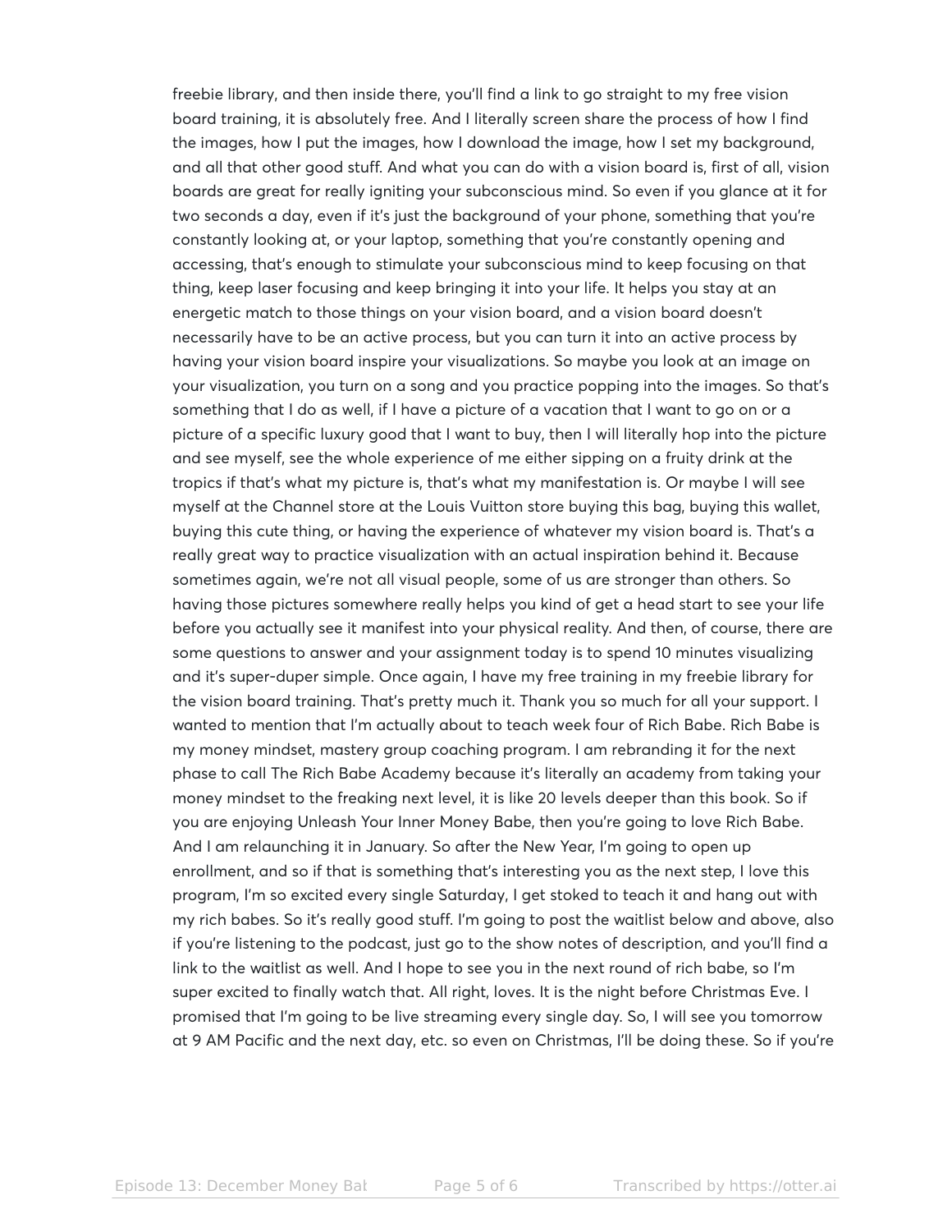freebie library, and then inside there, you'll find a link to go straight to my free vision board training, it is absolutely free. And I literally screen share the process of how I find the images, how I put the images, how I download the image, how I set my background, and all that other good stuff. And what you can do with a vision board is, first of all, vision boards are great for really igniting your subconscious mind. So even if you glance at it for two seconds a day, even if it's just the background of your phone, something that you're constantly looking at, or your laptop, something that you're constantly opening and accessing, that's enough to stimulate your subconscious mind to keep focusing on that thing, keep laser focusing and keep bringing it into your life. It helps you stay at an energetic match to those things on your vision board, and a vision board doesn't necessarily have to be an active process, but you can turn it into an active process by having your vision board inspire your visualizations. So maybe you look at an image on your visualization, you turn on a song and you practice popping into the images. So that's something that I do as well, if I have a picture of a vacation that I want to go on or a picture of a specific luxury good that I want to buy, then I will literally hop into the picture and see myself, see the whole experience of me either sipping on a fruity drink at the tropics if that's what my picture is, that's what my manifestation is. Or maybe I will see myself at the Channel store at the Louis Vuitton store buying this bag, buying this wallet, buying this cute thing, or having the experience of whatever my vision board is. That's a really great way to practice visualization with an actual inspiration behind it. Because sometimes again, we're not all visual people, some of us are stronger than others. So having those pictures somewhere really helps you kind of get a head start to see your life before you actually see it manifest into your physical reality. And then, of course, there are some questions to answer and your assignment today is to spend 10 minutes visualizing and it's super-duper simple. Once again, I have my free training in my freebie library for the vision board training. That's pretty much it. Thank you so much for all your support. I wanted to mention that I'm actually about to teach week four of Rich Babe. Rich Babe is my money mindset, mastery group coaching program. I am rebranding it for the next phase to call The Rich Babe Academy because it's literally an academy from taking your money mindset to the freaking next level, it is like 20 levels deeper than this book. So if you are enjoying Unleash Your Inner Money Babe, then you're going to love Rich Babe. And I am relaunching it in January. So after the New Year, I'm going to open up enrollment, and so if that is something that's interesting you as the next step, I love this program, I'm so excited every single Saturday, I get stoked to teach it and hang out with my rich babes. So it's really good stuff. I'm going to post the waitlist below and above, also if you're listening to the podcast, just go to the show notes of description, and you'll find a link to the waitlist as well. And I hope to see you in the next round of rich babe, so I'm super excited to finally watch that. All right, loves. It is the night before Christmas Eve. I promised that I'm going to be live streaming every single day. So, I will see you tomorrow at 9 AM Pacific and the next day, etc. so even on Christmas, I'll be doing these. So if you're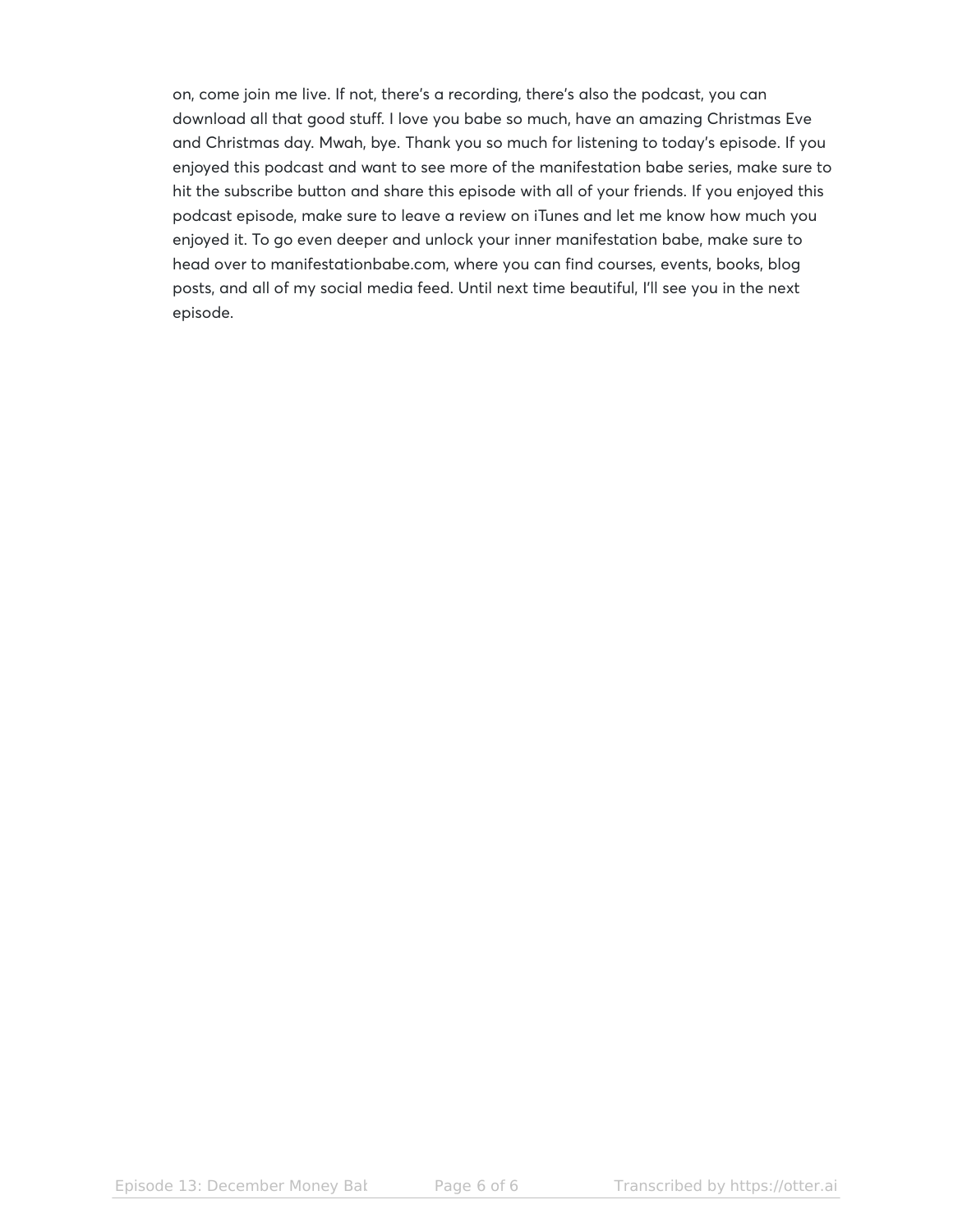on, come join me live. If not, there's a recording, there's also the podcast, you can download all that good stuff. I love you babe so much, have an amazing Christmas Eve and Christmas day. Mwah, bye. Thank you so much for listening to today's episode. If you enjoyed this podcast and want to see more of the manifestation babe series, make sure to hit the subscribe button and share this episode with all of your friends. If you enjoyed this podcast episode, make sure to leave a review on iTunes and let me know how much you enjoyed it. To go even deeper and unlock your inner manifestation babe, make sure to head over to manifestationbabe.com, where you can find courses, events, books, blog posts, and all of my social media feed. Until next time beautiful, I'll see you in the next episode.